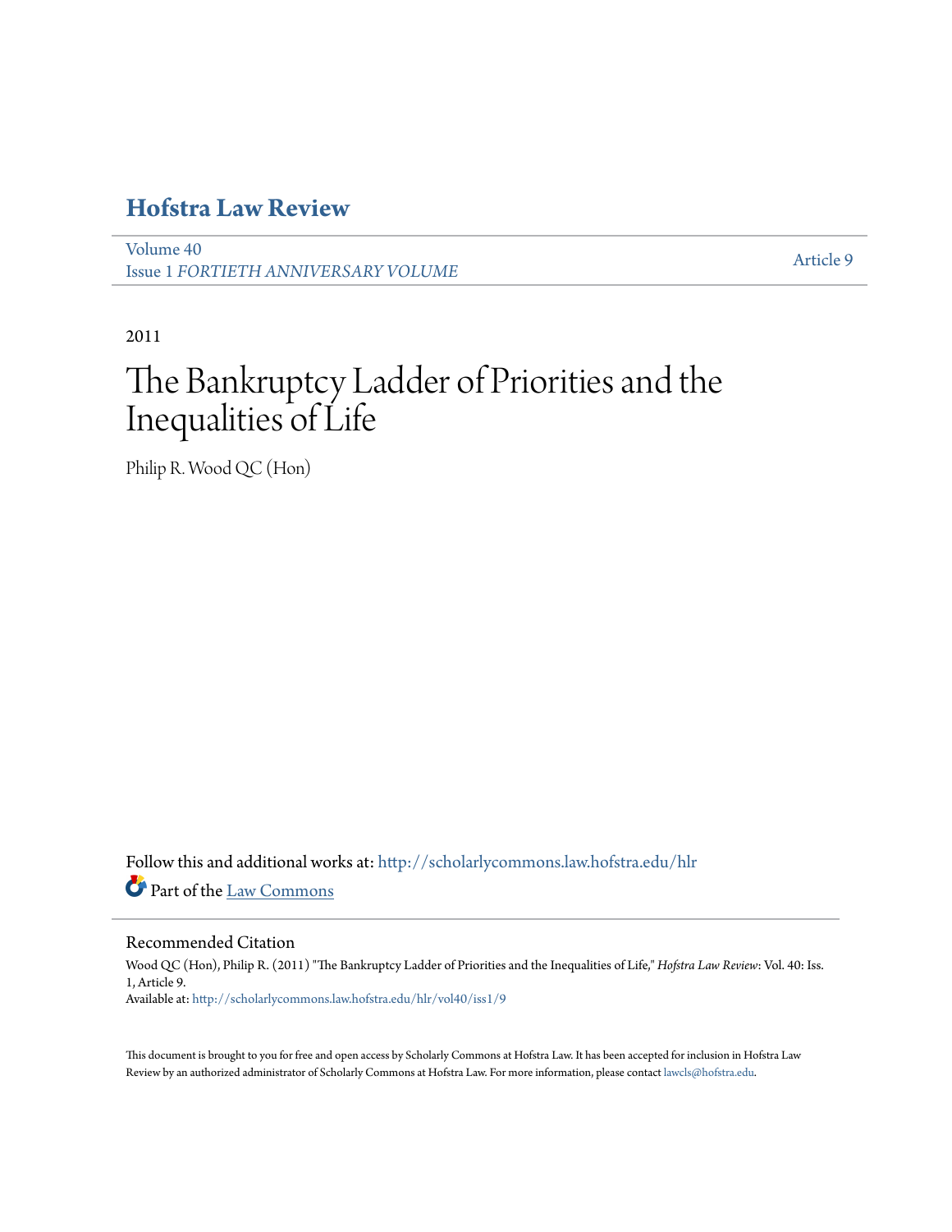# Hofstra Law Review

Volume 40
Issue 1 *FORTIETH ANNIVERSARY VOLUME*

Article 9

2011

# The Bankruptcy Ladder of Priorities and the Inequalities of Life

Philip R. Wood QC (Hon)

Follow this and additional works at: http://scholarlycommons.law.hofstra.edu/hlr

Part of the Law Commons

## Recommended Citation

Wood QC (Hon), Philip R. (2011) "The Bankruptcy Ladder of Priorities and the Inequalities of Life," *Hofstra Law Review*: Vol. 40: Iss. 1, Article 9.
Available at: http://scholarlycommons.law.hofstra.edu/hlr/vol40/iss1/9

This document is brought to you for free and open access by Scholarly Commons at Hofstra Law. It has been accepted for inclusion in Hofstra Law Review by an authorized administrator of Scholarly Commons at Hofstra Law. For more information, please contact lawcls@hofstra.edu.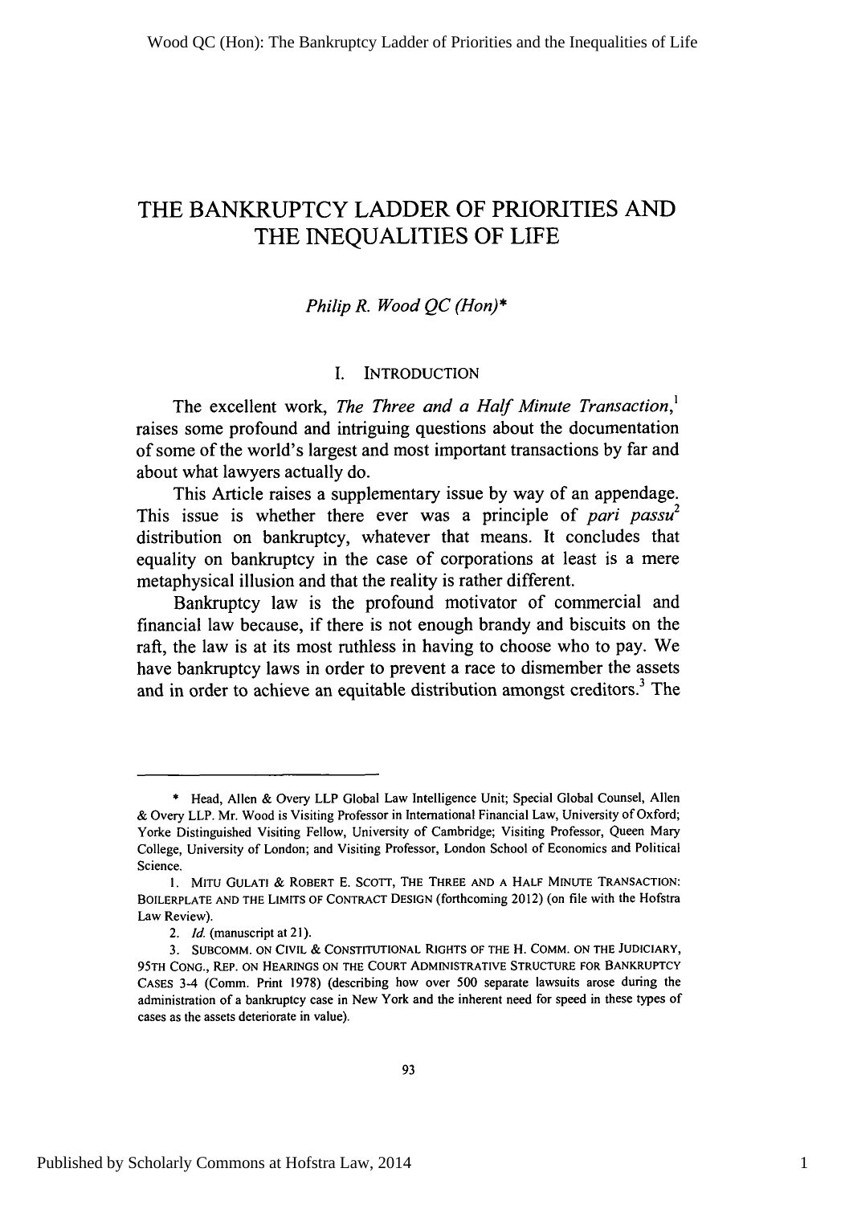# THE BANKRUPTCY LADDER OF PRIORITIES AND THE INEQUALITIES OF LIFE

*Philip R. Wood QC (Hon)\**

## I. INTRODUCTION

The excellent work, *The Three and a Half Minute Transaction*,[1] raises some profound and intriguing questions about the documentation of some of the world's largest and most important transactions by far and about what lawyers actually do.

This Article raises a supplementary issue by way of an appendage. This issue is whether there ever was a principle of *pari passu*[2] distribution on bankruptcy, whatever that means. It concludes that equality on bankruptcy in the case of corporations at least is a mere metaphysical illusion and that the reality is rather different.

Bankruptcy law is the profound motivator of commercial and financial law because, if there is not enough brandy and biscuits on the raft, the law is at its most ruthless in having to choose who to pay. We have bankruptcy laws in order to prevent a race to dismember the assets and in order to achieve an equitable distribution amongst creditors.[3] The

---

\* Head, Allen & Overy LLP Global Law Intelligence Unit; Special Global Counsel, Allen & Overy LLP. Mr. Wood is Visiting Professor in International Financial Law, University of Oxford; Yorke Distinguished Visiting Fellow, University of Cambridge; Visiting Professor, Queen Mary College, University of London; and Visiting Professor, London School of Economics and Political Science.

1. MITU GULATI & ROBERT E. SCOTT, THE THREE AND A HALF MINUTE TRANSACTION: BOILERPLATE AND THE LIMITS OF CONTRACT DESIGN (forthcoming 2012) (on file with the Hofstra Law Review).

2. *Id.* (manuscript at 21).

3. SUBCOMM. ON CIVIL & CONSTITUTIONAL RIGHTS OF THE H. COMM. ON THE JUDICIARY, 95TH CONG., REP. ON HEARINGS ON THE COURT ADMINISTRATIVE STRUCTURE FOR BANKRUPTCY CASES 3-4 (Comm. Print 1978) (describing how over 500 separate lawsuits arose during the administration of a bankruptcy case in New York and the inherent need for speed in these types of cases as the assets deteriorate in value).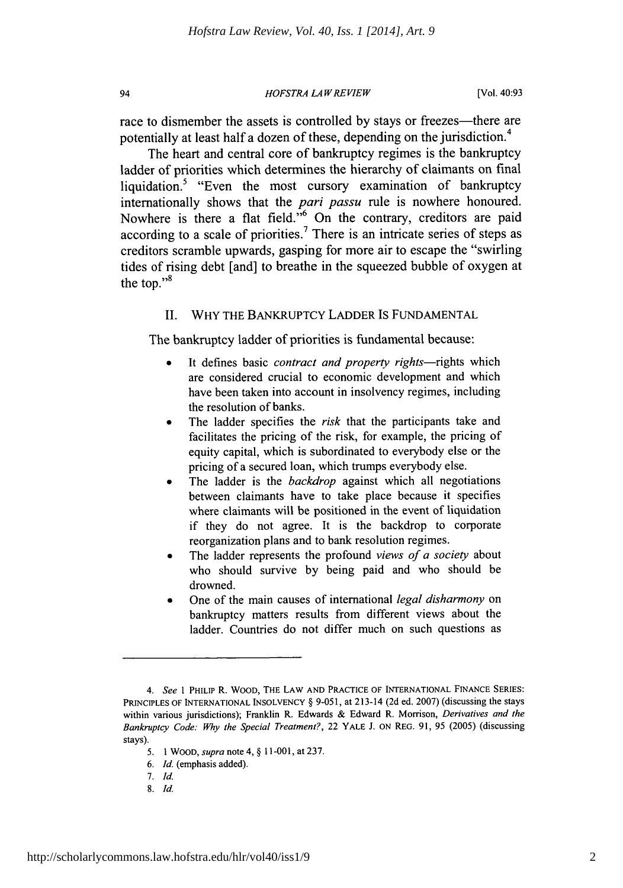race to dismember the assets is controlled by stays or freezes—there are potentially at least half a dozen of these, depending on the jurisdiction.[4]

The heart and central core of bankruptcy regimes is the bankruptcy ladder of priorities which determines the hierarchy of claimants on final liquidation.[5] "Even the most cursory examination of bankruptcy internationally shows that the *pari passu* rule is nowhere honoured. Nowhere is there a flat field."[6] On the contrary, creditors are paid according to a scale of priorities.[7] There is an intricate series of steps as creditors scramble upwards, gasping for more air to escape the "swirling tides of rising debt [and] to breathe in the squeezed bubble of oxygen at the top."[8]

## II. WHY THE BANKRUPTCY LADDER IS FUNDAMENTAL

The bankruptcy ladder of priorities is fundamental because:

- It defines basic *contract and property rights*—rights which are considered crucial to economic development and which have been taken into account in insolvency regimes, including the resolution of banks.
- The ladder specifies the *risk* that the participants take and facilitates the pricing of the risk, for example, the pricing of equity capital, which is subordinated to everybody else or the pricing of a secured loan, which trumps everybody else.
- The ladder is the *backdrop* against which all negotiations between claimants have to take place because it specifies where claimants will be positioned in the event of liquidation if they do not agree. It is the backdrop to corporate reorganization plans and to bank resolution regimes.
- The ladder represents the profound *views of a society* about who should survive by being paid and who should be drowned.
- One of the main causes of international *legal disharmony* on bankruptcy matters results from different views about the ladder. Countries do not differ much on such questions as

---

4. *See* 1 PHILIP R. WOOD, THE LAW AND PRACTICE OF INTERNATIONAL FINANCE SERIES: PRINCIPLES OF INTERNATIONAL INSOLVENCY § 9-051, at 213-14 (2d ed. 2007) (discussing the stays within various jurisdictions); Franklin R. Edwards & Edward R. Morrison, *Derivatives and the Bankruptcy Code: Why the Special Treatment?*, 22 YALE J. ON REG. 91, 95 (2005) (discussing stays).

5. 1 WOOD, *supra* note 4, § 11-001, at 237.

6. *Id.* (emphasis added).

7. *Id.*

8. *Id.*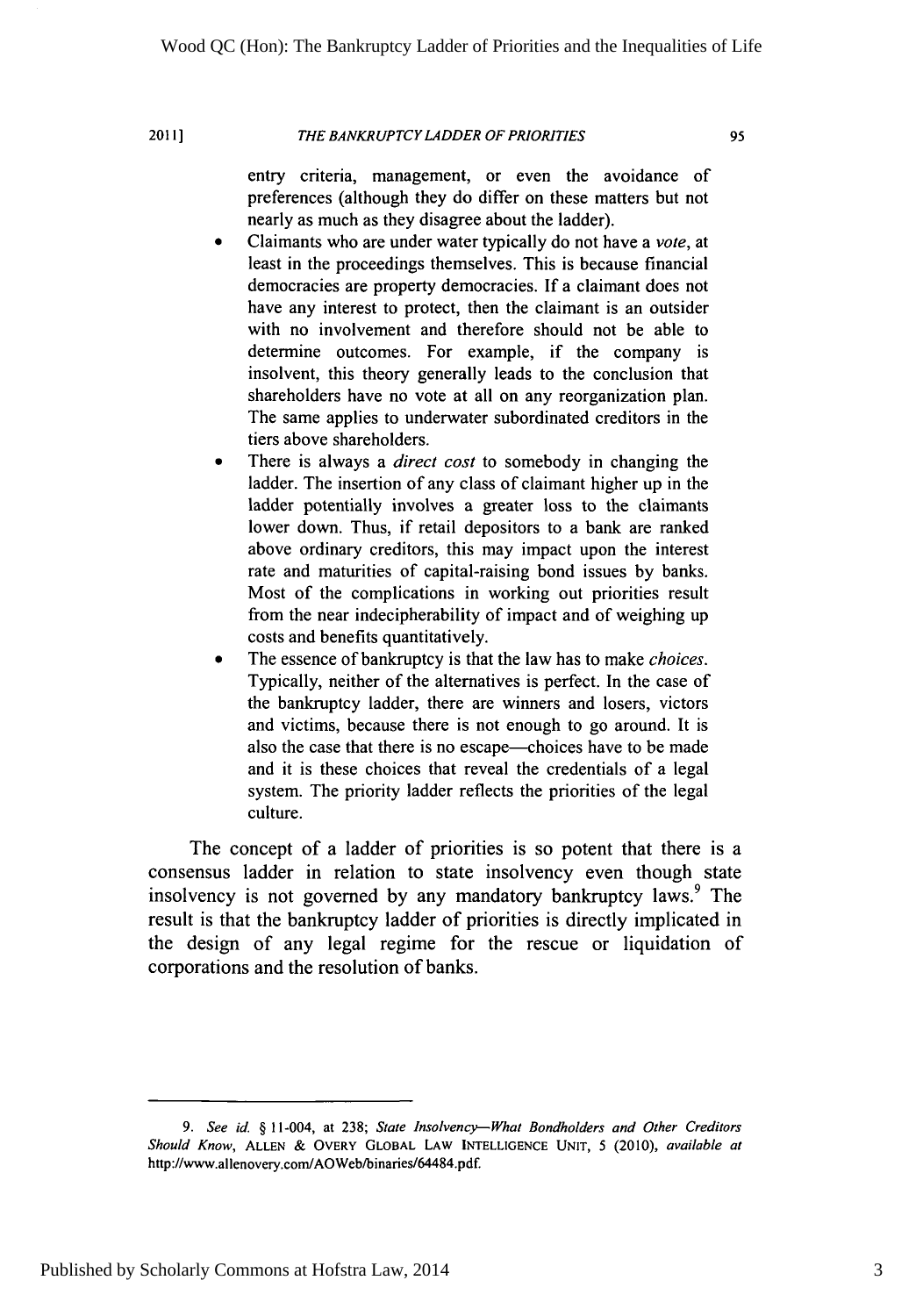entry criteria, management, or even the avoidance of preferences (although they do differ on these matters but not nearly as much as they disagree about the ladder).

- Claimants who are under water typically do not have a *vote*, at least in the proceedings themselves. This is because financial democracies are property democracies. If a claimant does not have any interest to protect, then the claimant is an outsider with no involvement and therefore should not be able to determine outcomes. For example, if the company is insolvent, this theory generally leads to the conclusion that shareholders have no vote at all on any reorganization plan. The same applies to underwater subordinated creditors in the tiers above shareholders.
- There is always a *direct cost* to somebody in changing the ladder. The insertion of any class of claimant higher up in the ladder potentially involves a greater loss to the claimants lower down. Thus, if retail depositors to a bank are ranked above ordinary creditors, this may impact upon the interest rate and maturities of capital-raising bond issues by banks. Most of the complications in working out priorities result from the near indecipherability of impact and of weighing up costs and benefits quantitatively.
- The essence of bankruptcy is that the law has to make *choices*. Typically, neither of the alternatives is perfect. In the case of the bankruptcy ladder, there are winners and losers, victors and victims, because there is not enough to go around. It is also the case that there is no escape—choices have to be made and it is these choices that reveal the credentials of a legal system. The priority ladder reflects the priorities of the legal culture.

The concept of a ladder of priorities is so potent that there is a consensus ladder in relation to state insolvency even though state insolvency is not governed by any mandatory bankruptcy laws.[9] The result is that the bankruptcy ladder of priorities is directly implicated in the design of any legal regime for the rescue or liquidation of corporations and the resolution of banks.

9. *See id.* § 11-004, at 238; *State Insolvency—What Bondholders and Other Creditors Should Know*, ALLEN & OVERY GLOBAL LAW INTELLIGENCE UNIT, 5 (2010), *available at* http://www.allenovery.com/AOWeb/binaries/64484.pdf.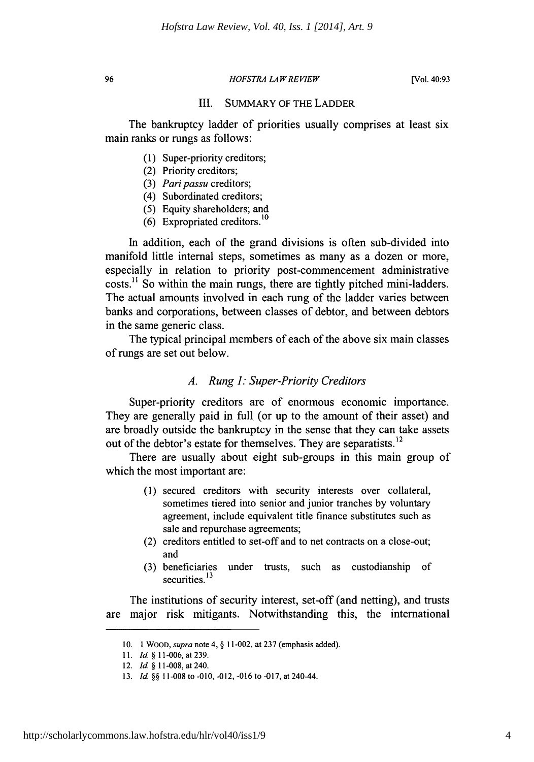## III. SUMMARY OF THE LADDER

The bankruptcy ladder of priorities usually comprises at least six main ranks or rungs as follows:

(1) Super-priority creditors;
(2) Priority creditors;
(3) *Pari passu* creditors;
(4) Subordinated creditors;
(5) Equity shareholders; and
(6) Expropriated creditors.[10]

In addition, each of the grand divisions is often sub-divided into manifold little internal steps, sometimes as many as a dozen or more, especially in relation to priority post-commencement administrative costs.[11] So within the main rungs, there are tightly pitched mini-ladders. The actual amounts involved in each rung of the ladder varies between banks and corporations, between classes of debtor, and between debtors in the same generic class.

The typical principal members of each of the above six main classes of rungs are set out below.

### A. *Rung 1: Super-Priority Creditors*

Super-priority creditors are of enormous economic importance. They are generally paid in full (or up to the amount of their asset) and are broadly outside the bankruptcy in the sense that they can take assets out of the debtor's estate for themselves. They are separatists.[12]

There are usually about eight sub-groups in this main group of which the most important are:

(1) secured creditors with security interests over collateral, sometimes tiered into senior and junior tranches by voluntary agreement, include equivalent title finance substitutes such as sale and repurchase agreements;
(2) creditors entitled to set-off and to net contracts on a close-out; and
(3) beneficiaries under trusts, such as custodianship of securities.[13]

The institutions of security interest, set-off (and netting), and trusts are major risk mitigants. Notwithstanding this, the international

---

10. 1 WOOD, *supra* note 4, § 11-002, at 237 (emphasis added).

11. *Id.* § 11-006, at 239.

12. *Id.* § 11-008, at 240.

13. *Id.* §§ 11-008 to -010, -012, -016 to -017, at 240-44.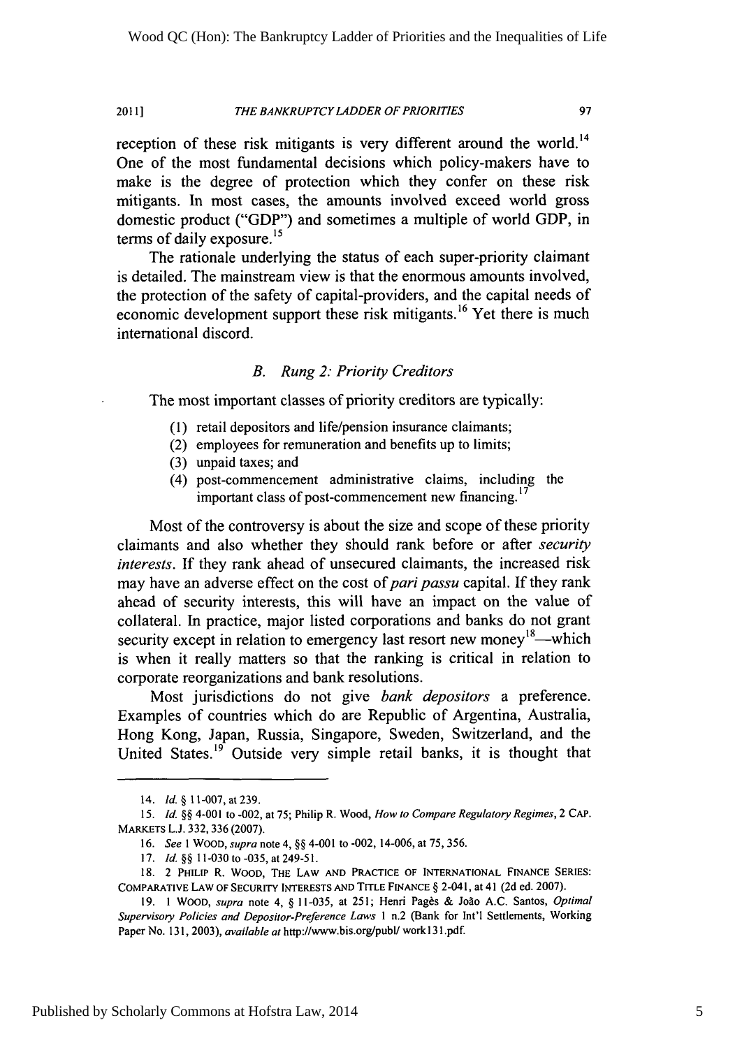reception of these risk mitigants is very different around the world.[14] One of the most fundamental decisions which policy-makers have to make is the degree of protection which they confer on these risk mitigants. In most cases, the amounts involved exceed world gross domestic product ("GDP") and sometimes a multiple of world GDP, in terms of daily exposure.[15]

The rationale underlying the status of each super-priority claimant is detailed. The mainstream view is that the enormous amounts involved, the protection of the safety of capital-providers, and the capital needs of economic development support these risk mitigants.[16] Yet there is much international discord.

### *B. Rung 2: Priority Creditors*

The most important classes of priority creditors are typically:

(1) retail depositors and life/pension insurance claimants;
(2) employees for remuneration and benefits up to limits;
(3) unpaid taxes; and
(4) post-commencement administrative claims, including the important class of post-commencement new financing.[17]

Most of the controversy is about the size and scope of these priority claimants and also whether they should rank before or after *security interests*. If they rank ahead of unsecured claimants, the increased risk may have an adverse effect on the cost of *pari passu* capital. If they rank ahead of security interests, this will have an impact on the value of collateral. In practice, major listed corporations and banks do not grant security except in relation to emergency last resort new money[18]—which is when it really matters so that the ranking is critical in relation to corporate reorganizations and bank resolutions.

Most jurisdictions do not give *bank depositors* a preference. Examples of countries which do are Republic of Argentina, Australia, Hong Kong, Japan, Russia, Singapore, Sweden, Switzerland, and the United States.[19] Outside very simple retail banks, it is thought that

---

14. *Id.* § 11-007, at 239.

15. *Id.* §§ 4-001 to -002, at 75; Philip R. Wood, *How to Compare Regulatory Regimes*, 2 CAP. MARKETS L.J. 332, 336 (2007).

16. *See* 1 WOOD, *supra* note 4, §§ 4-001 to -002, 14-006, at 75, 356.

17. *Id.* §§ 11-030 to -035, at 249-51.

18. 2 PHILIP R. WOOD, THE LAW AND PRACTICE OF INTERNATIONAL FINANCE SERIES: COMPARATIVE LAW OF SECURITY INTERESTS AND TITLE FINANCE § 2-041, at 41 (2d ed. 2007).

19. 1 WOOD, *supra* note 4, § 11-035, at 251; Henri Pagès & João A.C. Santos, *Optimal Supervisory Policies and Depositor-Preference Laws* 1 n.2 (Bank for Int'l Settlements, Working Paper No. 131, 2003), *available at* http://www.bis.org/publ/ work131.pdf.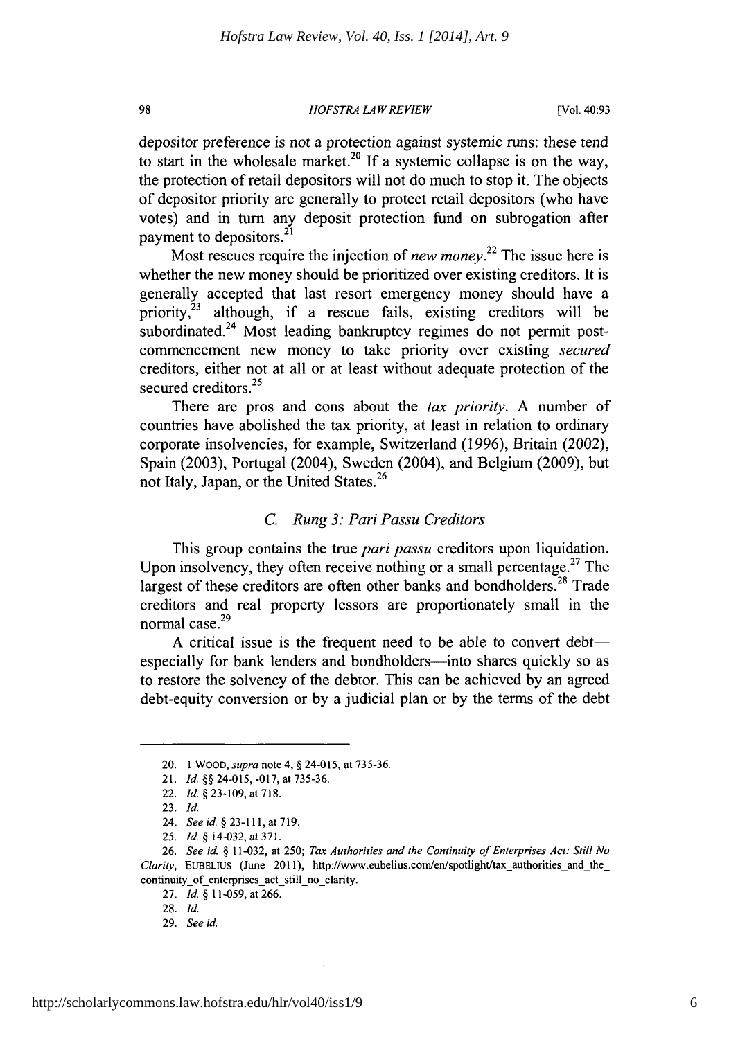depositor preference is not a protection against systemic runs: these tend to start in the wholesale market.[20] If a systemic collapse is on the way, the protection of retail depositors will not do much to stop it. The objects of depositor priority are generally to protect retail depositors (who have votes) and in turn any deposit protection fund on subrogation after payment to depositors.[21]

Most rescues require the injection of *new money*.[22] The issue here is whether the new money should be prioritized over existing creditors. It is generally accepted that last resort emergency money should have a priority,[23] although, if a rescue fails, existing creditors will be subordinated.[24] Most leading bankruptcy regimes do not permit post-commencement new money to take priority over existing *secured* creditors, either not at all or at least without adequate protection of the secured creditors.[25]

There are pros and cons about the *tax priority*. A number of countries have abolished the tax priority, at least in relation to ordinary corporate insolvencies, for example, Switzerland (1996), Britain (2002), Spain (2003), Portugal (2004), Sweden (2004), and Belgium (2009), but not Italy, Japan, or the United States.[26]

### *C. Rung 3: Pari Passu Creditors*

This group contains the true *pari passu* creditors upon liquidation. Upon insolvency, they often receive nothing or a small percentage.[27] The largest of these creditors are often other banks and bondholders.[28] Trade creditors and real property lessors are proportionately small in the normal case.[29]

A critical issue is the frequent need to be able to convert debt—especially for bank lenders and bondholders—into shares quickly so as to restore the solvency of the debtor. This can be achieved by an agreed debt-equity conversion or by a judicial plan or by the terms of the debt

---

20. 1 WOOD, *supra* note 4, § 24-015, at 735-36.

21. *Id.* §§ 24-015, -017, at 735-36.

22. *Id.* § 23-109, at 718.

23. *Id.*

24. *See id.* § 23-111, at 719.

25. *Id.* § 14-032, at 371.

26. *See id.* § 11-032, at 250; *Tax Authorities and the Continuity of Enterprises Act: Still No Clarity*, EUBELIUS (June 2011), http://www.eubelius.com/en/spotlight/tax_authorities_and_the_continuity_of_enterprises_act_still_no_clarity.

27. *Id.* § 11-059, at 266.

28. *Id.*

29. *See id.*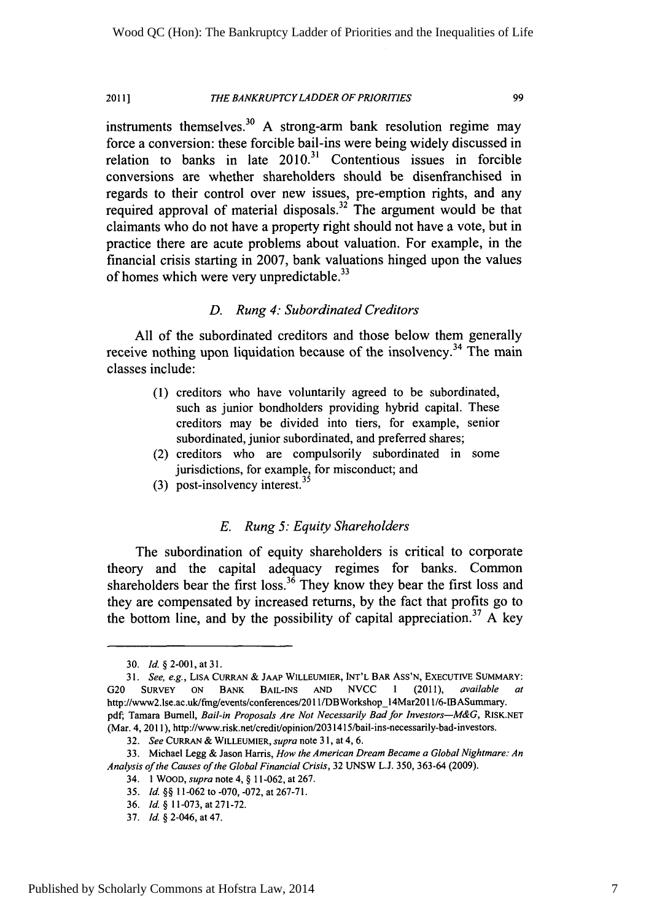instruments themselves.[30] A strong-arm bank resolution regime may force a conversion: these forcible bail-ins were being widely discussed in relation to banks in late 2010.[31] Contentious issues in forcible conversions are whether shareholders should be disenfranchised in regards to their control over new issues, pre-emption rights, and any required approval of material disposals.[32] The argument would be that claimants who do not have a property right should not have a vote, but in practice there are acute problems about valuation. For example, in the financial crisis starting in 2007, bank valuations hinged upon the values of homes which were very unpredictable.[33]

### *D. Rung 4: Subordinated Creditors*

All of the subordinated creditors and those below them generally receive nothing upon liquidation because of the insolvency.[34] The main classes include:

(1) creditors who have voluntarily agreed to be subordinated, such as junior bondholders providing hybrid capital. These creditors may be divided into tiers, for example, senior subordinated, junior subordinated, and preferred shares;
(2) creditors who are compulsorily subordinated in some jurisdictions, for example, for misconduct; and
(3) post-insolvency interest.[35]

### *E. Rung 5: Equity Shareholders*

The subordination of equity shareholders is critical to corporate theory and the capital adequacy regimes for banks. Common shareholders bear the first loss.[36] They know they bear the first loss and they are compensated by increased returns, by the fact that profits go to the bottom line, and by the possibility of capital appreciation.[37] A key

---

30. *Id.* § 2-001, at 31.

31. *See, e.g.*, LISA CURRAN & JAAP WILLEUMIER, INT'L BAR ASS'N, EXECUTIVE SUMMARY: G20 SURVEY ON BANK BAIL-INS AND NVCC 1 (2011), *available at* http://www2.lse.ac.uk/fmg/events/conferences/2011/DBWorkshop_14Mar2011/6-IBASummary.pdf; Tamara Burnell, *Bail-in Proposals Are Not Necessarily Bad for Investors—M&G*, RISK.NET (Mar. 4, 2011), http://www.risk.net/credit/opinion/2031415/bail-ins-necessarily-bad-investors.

32. *See* CURRAN & WILLEUMIER, *supra* note 31, at 4, 6.

33. Michael Legg & Jason Harris, *How the American Dream Became a Global Nightmare: An Analysis of the Causes of the Global Financial Crisis*, 32 UNSW L.J. 350, 363-64 (2009).

34. 1 WOOD, *supra* note 4, § 11-062, at 267.

35. *Id.* §§ 11-062 to -070, -072, at 267-71.

36. *Id.* § 11-073, at 271-72.

37. *Id.* § 2-046, at 47.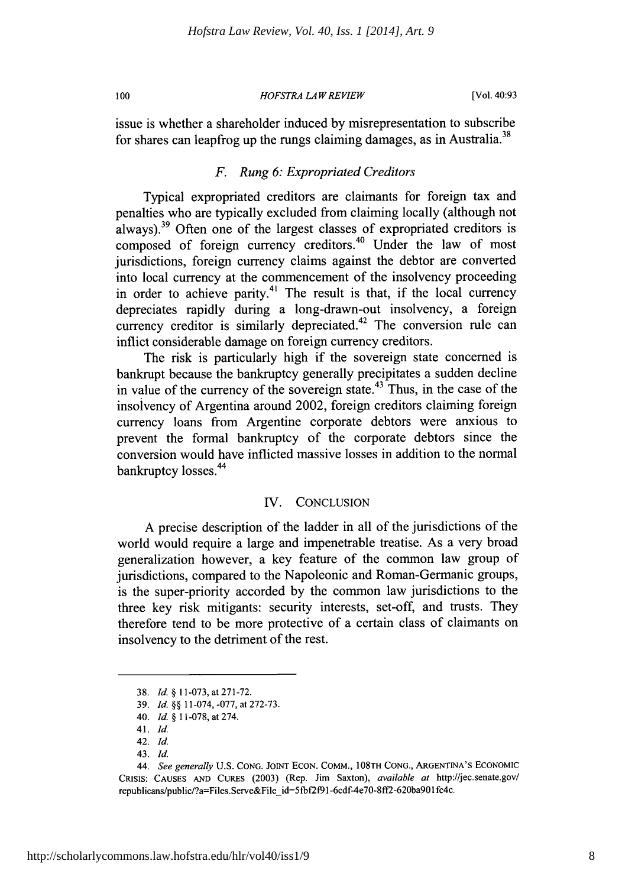issue is whether a shareholder induced by misrepresentation to subscribe for shares can leapfrog up the rungs claiming damages, as in Australia.[38]

### *F. Rung 6: Expropriated Creditors*

Typical expropriated creditors are claimants for foreign tax and penalties who are typically excluded from claiming locally (although not always).[39] Often one of the largest classes of expropriated creditors is composed of foreign currency creditors.[40] Under the law of most jurisdictions, foreign currency claims against the debtor are converted into local currency at the commencement of the insolvency proceeding in order to achieve parity.[41] The result is that, if the local currency depreciates rapidly during a long-drawn-out insolvency, a foreign currency creditor is similarly depreciated.[42] The conversion rule can inflict considerable damage on foreign currency creditors.

The risk is particularly high if the sovereign state concerned is bankrupt because the bankruptcy generally precipitates a sudden decline in value of the currency of the sovereign state.[43] Thus, in the case of the insolvency of Argentina around 2002, foreign creditors claiming foreign currency loans from Argentine corporate debtors were anxious to prevent the formal bankruptcy of the corporate debtors since the conversion would have inflicted massive losses in addition to the normal bankruptcy losses.[44]

## IV. CONCLUSION

A precise description of the ladder in all of the jurisdictions of the world would require a large and impenetrable treatise. As a very broad generalization however, a key feature of the common law group of jurisdictions, compared to the Napoleonic and Roman-Germanic groups, is the super-priority accorded by the common law jurisdictions to the three key risk mitigants: security interests, set-off, and trusts. They therefore tend to be more protective of a certain class of claimants on insolvency to the detriment of the rest.

---

38. *Id.* § 11-073, at 271-72.

39. *Id.* §§ 11-074, -077, at 272-73.

40. *Id.* § 11-078, at 274.

41. *Id.*

42. *Id.*

43. *Id.*

44. *See generally* U.S. CONG. JOINT ECON. COMM., 108TH CONG., ARGENTINA'S ECONOMIC CRISIS: CAUSES AND CURES (2003) (Rep. Jim Saxton), *available at* http://jec.senate.gov/republicans/public/?a=Files.Serve&File_id=5fbf2f91-6cdf-4e70-8ff2-620ba901fc4c.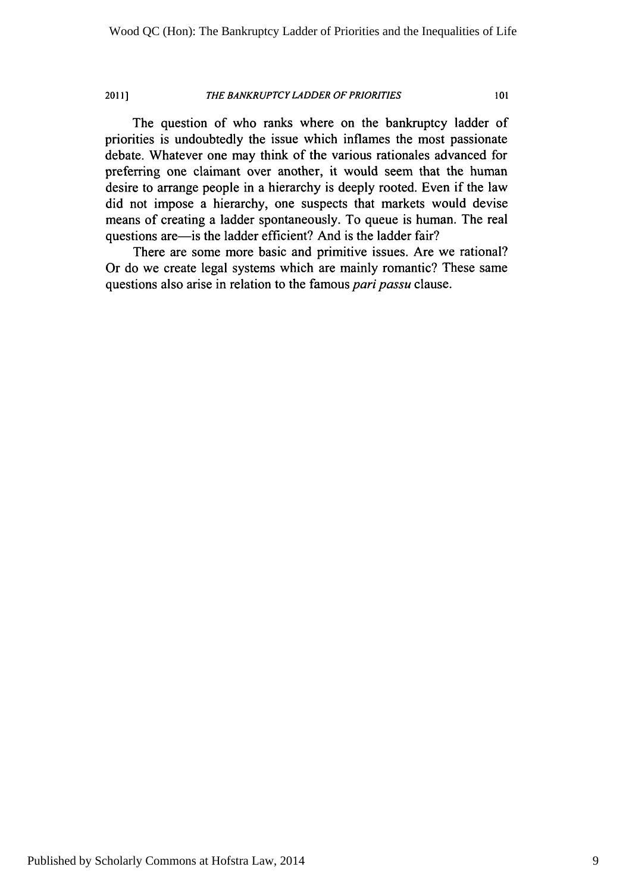The question of who ranks where on the bankruptcy ladder of priorities is undoubtedly the issue which inflames the most passionate debate. Whatever one may think of the various rationales advanced for preferring one claimant over another, it would seem that the human desire to arrange people in a hierarchy is deeply rooted. Even if the law did not impose a hierarchy, one suspects that markets would devise means of creating a ladder spontaneously. To queue is human. The real questions are—is the ladder efficient? And is the ladder fair?

There are some more basic and primitive issues. Are we rational? Or do we create legal systems which are mainly romantic? These same questions also arise in relation to the famous *pari passu* clause.